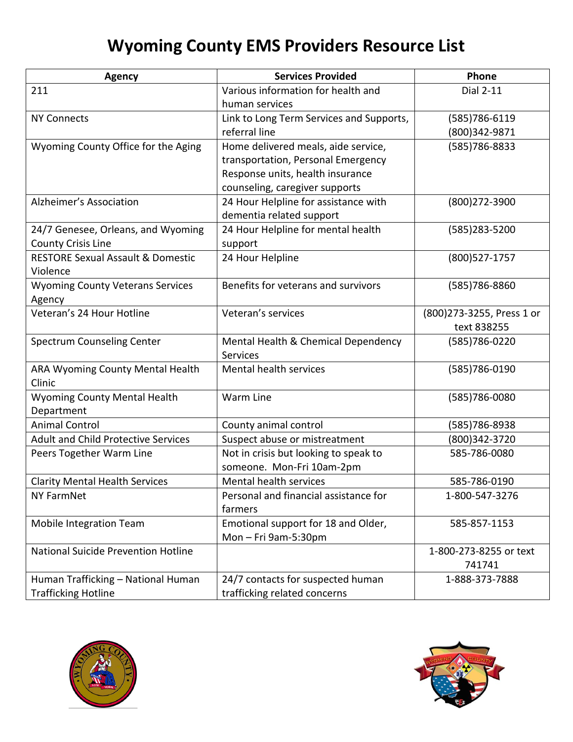# Wyoming County EMS Providers Resource List

| Agency | Services Provided | Phone |
|---|---|---|
| 211 | Various information for health and human services | Dial 2-11 |
| NY Connects | Link to Long Term Services and Supports, referral line | (585)786-6119 (800)342-9871 |
| Wyoming County Office for the Aging | Home delivered meals, aide service, transportation, Personal Emergency Response units, health insurance counseling, caregiver supports | (585)786-8833 |
| Alzheimer's Association | 24 Hour Helpline for assistance with dementia related support | (800)272-3900 |
| 24/7 Genesee, Orleans, and Wyoming County Crisis Line | 24 Hour Helpline for mental health support | (585)283-5200 |
| RESTORE Sexual Assault & Domestic Violence | 24 Hour Helpline | (800)527-1757 |
| Wyoming County Veterans Services Agency | Benefits for veterans and survivors | (585)786-8860 |
| Veteran's 24 Hour Hotline | Veteran's services | (800)273-3255, Press 1 or text 838255 |
| Spectrum Counseling Center | Mental Health & Chemical Dependency Services | (585)786-0220 |
| ARA Wyoming County Mental Health Clinic | Mental health services | (585)786-0190 |
| Wyoming County Mental Health Department | Warm Line | (585)786-0080 |
| Animal Control | County animal control | (585)786-8938 |
| Adult and Child Protective Services | Suspect abuse or mistreatment | (800)342-3720 |
| Peers Together Warm Line | Not in crisis but looking to speak to someone. Mon-Fri 10am-2pm | 585-786-0080 |
| Clarity Mental Health Services | Mental health services | 585-786-0190 |
| NY FarmNet | Personal and financial assistance for farmers | 1-800-547-3276 |
| Mobile Integration Team | Emotional support for 18 and Older, Mon – Fri 9am-5:30pm | 585-857-1153 |
| National Suicide Prevention Hotline | | 1-800-273-8255 or text 741741 |
| Human Trafficking – National Human Trafficking Hotline | 24/7 contacts for suspected human trafficking related concerns | 1-888-373-7888 |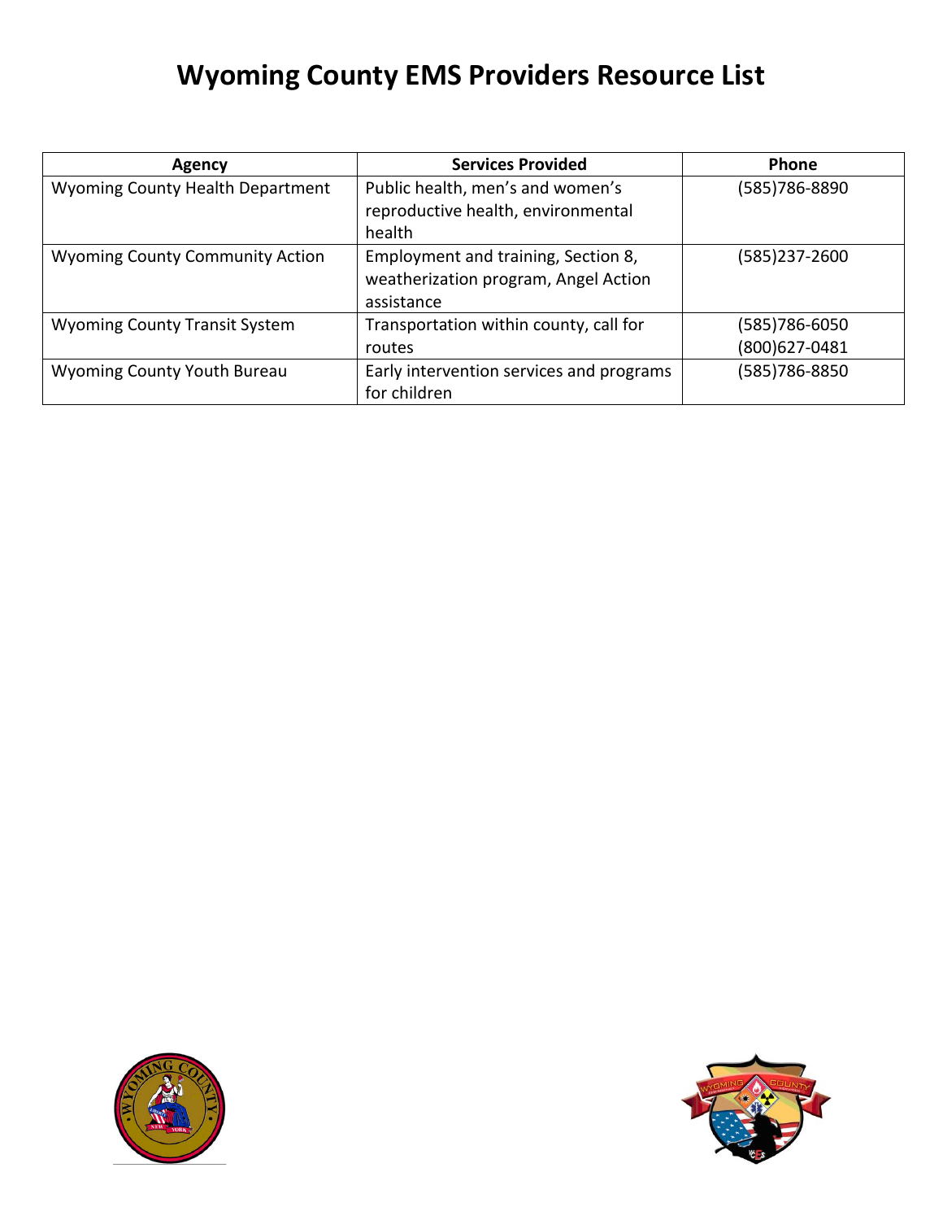# Wyoming County EMS Providers Resource List

| Agency | Services Provided | Phone |
|---|---|---|
| Wyoming County Health Department | Public health, men's and women's reproductive health, environmental health | (585)786-8890 |
| Wyoming County Community Action | Employment and training, Section 8, weatherization program, Angel Action assistance | (585)237-2600 |
| Wyoming County Transit System | Transportation within county, call for routes | (585)786-6050<br>(800)627-0481 |
| Wyoming County Youth Bureau | Early intervention services and programs for children | (585)786-8850 |